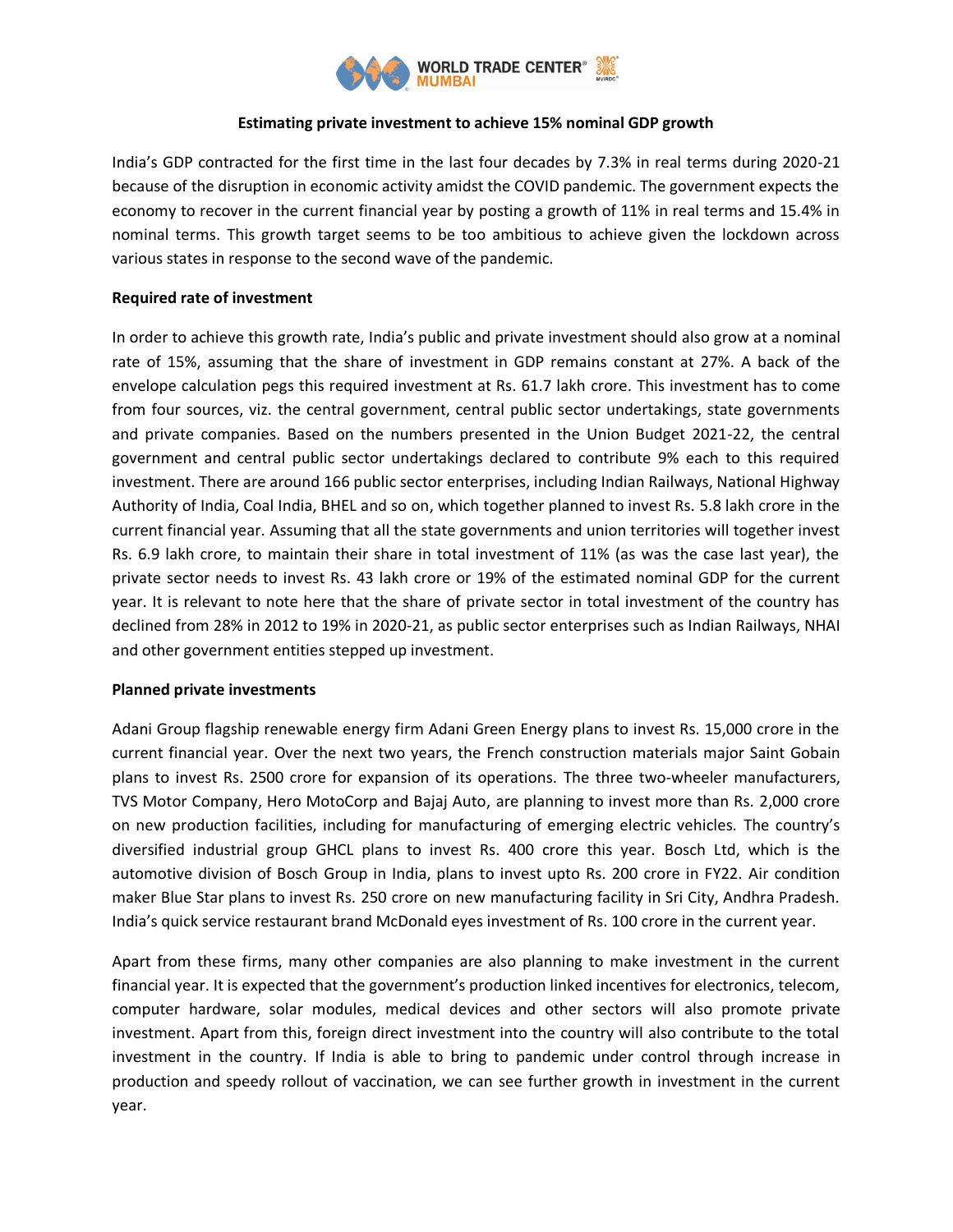# Estimating private investment to achieve 15% nominal GDP growth

India's GDP contracted for the first time in the last four decades by 7.3% in real terms during 2020-21 because of the disruption in economic activity amidst the COVID pandemic. The government expects the economy to recover in the current financial year by posting a growth of 11% in real terms and 15.4% in nominal terms. This growth target seems to be too ambitious to achieve given the lockdown across various states in response to the second wave of the pandemic.

## Required rate of investment

In order to achieve this growth rate, India's public and private investment should also grow at a nominal rate of 15%, assuming that the share of investment in GDP remains constant at 27%. A back of the envelope calculation pegs this required investment at Rs. 61.7 lakh crore. This investment has to come from four sources, viz. the central government, central public sector undertakings, state governments and private companies. Based on the numbers presented in the Union Budget 2021-22, the central government and central public sector undertakings declared to contribute 9% each to this required investment. There are around 166 public sector enterprises, including Indian Railways, National Highway Authority of India, Coal India, BHEL and so on, which together planned to invest Rs. 5.8 lakh crore in the current financial year. Assuming that all the state governments and union territories will together invest Rs. 6.9 lakh crore, to maintain their share in total investment of 11% (as was the case last year), the private sector needs to invest Rs. 43 lakh crore or 19% of the estimated nominal GDP for the current year. It is relevant to note here that the share of private sector in total investment of the country has declined from 28% in 2012 to 19% in 2020-21, as public sector enterprises such as Indian Railways, NHAI and other government entities stepped up investment.

## Planned private investments

Adani Group flagship renewable energy firm Adani Green Energy plans to invest Rs. 15,000 crore in the current financial year. Over the next two years, the French construction materials major Saint Gobain plans to invest Rs. 2500 crore for expansion of its operations. The three two-wheeler manufacturers, TVS Motor Company, Hero MotoCorp and Bajaj Auto, are planning to invest more than Rs. 2,000 crore on new production facilities, including for manufacturing of emerging electric vehicles. The country's diversified industrial group GHCL plans to invest Rs. 400 crore this year. Bosch Ltd, which is the automotive division of Bosch Group in India, plans to invest upto Rs. 200 crore in FY22. Air condition maker Blue Star plans to invest Rs. 250 crore on new manufacturing facility in Sri City, Andhra Pradesh. India's quick service restaurant brand McDonald eyes investment of Rs. 100 crore in the current year.

Apart from these firms, many other companies are also planning to make investment in the current financial year. It is expected that the government's production linked incentives for electronics, telecom, computer hardware, solar modules, medical devices and other sectors will also promote private investment. Apart from this, foreign direct investment into the country will also contribute to the total investment in the country. If India is able to bring to pandemic under control through increase in production and speedy rollout of vaccination, we can see further growth in investment in the current year.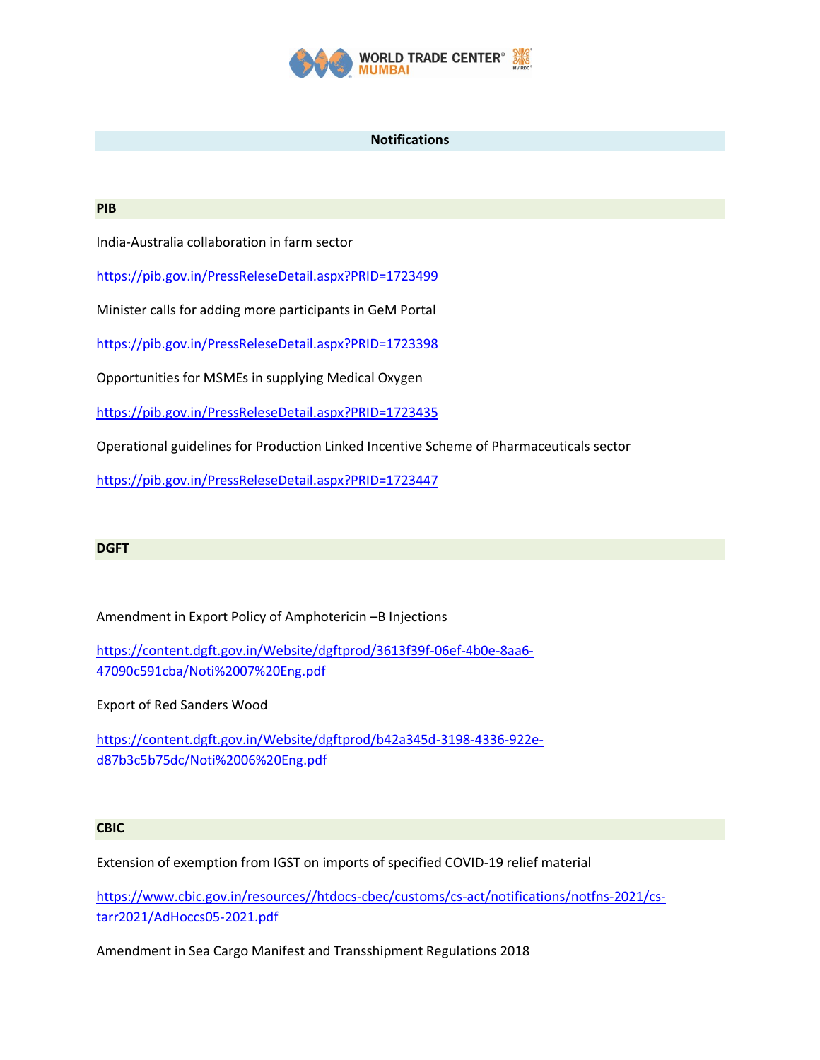## Notifications

### PIB

India-Australia collaboration in farm sector

https://pib.gov.in/PressReleseDetail.aspx?PRID=1723499

Minister calls for adding more participants in GeM Portal

https://pib.gov.in/PressReleseDetail.aspx?PRID=1723398

Opportunities for MSMEs in supplying Medical Oxygen

https://pib.gov.in/PressReleseDetail.aspx?PRID=1723435

Operational guidelines for Production Linked Incentive Scheme of Pharmaceuticals sector

https://pib.gov.in/PressReleseDetail.aspx?PRID=1723447

### DGFT

Amendment in Export Policy of Amphotericin –B Injections

https://content.dgft.gov.in/Website/dgftprod/3613f39f-06ef-4b0e-8aa6-47090c591cba/Noti%2007%20Eng.pdf

Export of Red Sanders Wood

https://content.dgft.gov.in/Website/dgftprod/b42a345d-3198-4336-922e-d87b3c5b75dc/Noti%2006%20Eng.pdf

### CBIC

Extension of exemption from IGST on imports of specified COVID-19 relief material

https://www.cbic.gov.in/resources//htdocs-cbec/customs/cs-act/notifications/notfns-2021/cs-tarr2021/AdHoccs05-2021.pdf

Amendment in Sea Cargo Manifest and Transshipment Regulations 2018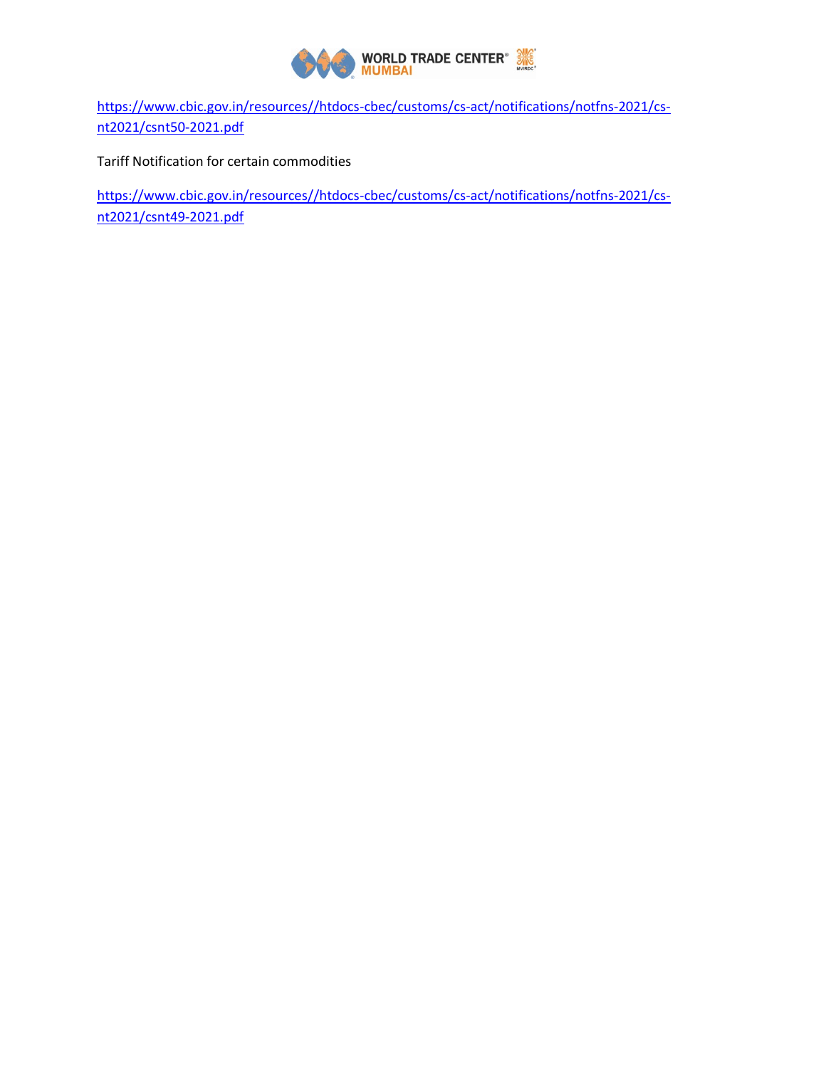https://www.cbic.gov.in/resources//htdocs-cbec/customs/cs-act/notifications/notfns-2021/cs-nt2021/csnt50-2021.pdf

Tariff Notification for certain commodities

https://www.cbic.gov.in/resources//htdocs-cbec/customs/cs-act/notifications/notfns-2021/cs-nt2021/csnt49-2021.pdf